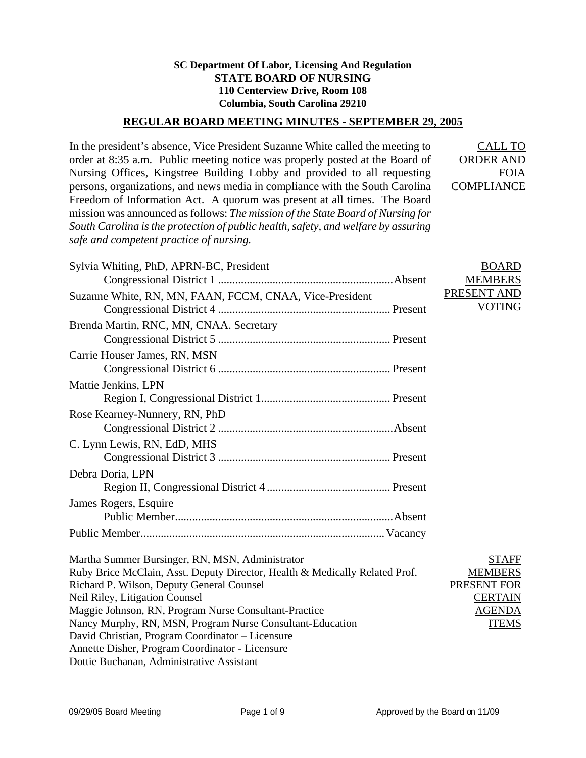**SC Department Of Labor, Licensing And Regulation**
**STATE BOARD OF NURSING**
**110 Centerview Drive, Room 108**
**Columbia, South Carolina 29210**

## REGULAR BOARD MEETING MINUTES - SEPTEMBER 29, 2005

CALL TO ORDER AND FOIA COMPLIANCE

In the president's absence, Vice President Suzanne White called the meeting to order at 8:35 a.m. Public meeting notice was properly posted at the Board of Nursing Offices, Kingstree Building Lobby and provided to all requesting persons, organizations, and news media in compliance with the South Carolina Freedom of Information Act. A quorum was present at all times. The Board mission was announced as follows: *The mission of the State Board of Nursing for South Carolina is the protection of public health, safety, and welfare by assuring safe and competent practice of nursing.*

BOARD MEMBERS PRESENT AND VOTING

Sylvia Whiting, PhD, APRN-BC, President
Congressional District 1 .......... Absent

Suzanne White, RN, MN, FAAN, FCCM, CNAA, Vice-President
Congressional District 4 .......... Present

Brenda Martin, RNC, MN, CNAA. Secretary
Congressional District 5 .......... Present

Carrie Houser James, RN, MSN
Congressional District 6 .......... Present

Mattie Jenkins, LPN
Region I, Congressional District 1 .......... Present

Rose Kearney-Nunnery, RN, PhD
Congressional District 2 .......... Absent

C. Lynn Lewis, RN, EdD, MHS
Congressional District 3 .......... Present

Debra Doria, LPN
Region II, Congressional District 4 .......... Present

James Rogers, Esquire
Public Member .......... Absent

Public Member .......... Vacancy

STAFF MEMBERS PRESENT FOR CERTAIN AGENDA ITEMS

Martha Summer Bursinger, RN, MSN, Administrator
Ruby Brice McClain, Asst. Deputy Director, Health & Medically Related Prof.
Richard P. Wilson, Deputy General Counsel
Neil Riley, Litigation Counsel
Maggie Johnson, RN, Program Nurse Consultant-Practice
Nancy Murphy, RN, MSN, Program Nurse Consultant-Education
David Christian, Program Coordinator – Licensure
Annette Disher, Program Coordinator - Licensure
Dottie Buchanan, Administrative Assistant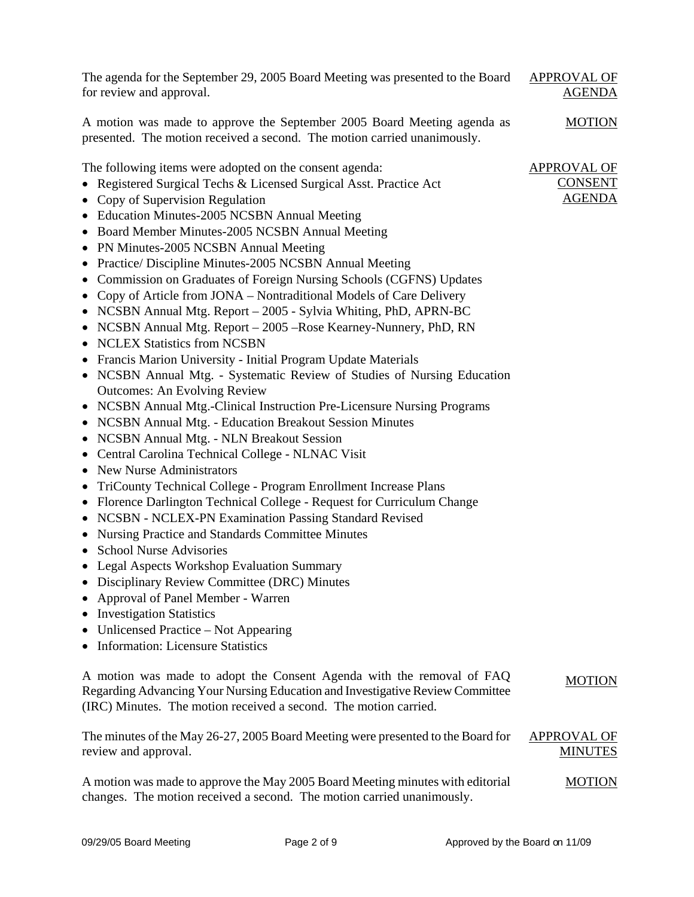The agenda for the September 29, 2005 Board Meeting was presented to the Board for review and approval. APPROVAL OF AGENDA

A motion was made to approve the September 2005 Board Meeting agenda as presented. The motion received a second. The motion carried unanimously. MOTION

The following items were adopted on the consent agenda: APPROVAL OF CONSENT AGENDA

- Registered Surgical Techs & Licensed Surgical Asst. Practice Act
- Copy of Supervision Regulation
- Education Minutes-2005 NCSBN Annual Meeting
- Board Member Minutes-2005 NCSBN Annual Meeting
- PN Minutes-2005 NCSBN Annual Meeting
- Practice/ Discipline Minutes-2005 NCSBN Annual Meeting
- Commission on Graduates of Foreign Nursing Schools (CGFNS) Updates
- Copy of Article from JONA – Nontraditional Models of Care Delivery
- NCSBN Annual Mtg. Report – 2005 - Sylvia Whiting, PhD, APRN-BC
- NCSBN Annual Mtg. Report – 2005 –Rose Kearney-Nunnery, PhD, RN
- NCLEX Statistics from NCSBN
- Francis Marion University - Initial Program Update Materials
- NCSBN Annual Mtg. - Systematic Review of Studies of Nursing Education Outcomes: An Evolving Review
- NCSBN Annual Mtg.-Clinical Instruction Pre-Licensure Nursing Programs
- NCSBN Annual Mtg. - Education Breakout Session Minutes
- NCSBN Annual Mtg. - NLN Breakout Session
- Central Carolina Technical College - NLNAC Visit
- New Nurse Administrators
- TriCounty Technical College - Program Enrollment Increase Plans
- Florence Darlington Technical College - Request for Curriculum Change
- NCSBN - NCLEX-PN Examination Passing Standard Revised
- Nursing Practice and Standards Committee Minutes
- School Nurse Advisories
- Legal Aspects Workshop Evaluation Summary
- Disciplinary Review Committee (DRC) Minutes
- Approval of Panel Member - Warren
- Investigation Statistics
- Unlicensed Practice – Not Appearing
- Information: Licensure Statistics

A motion was made to adopt the Consent Agenda with the removal of FAQ Regarding Advancing Your Nursing Education and Investigative Review Committee (IRC) Minutes. The motion received a second. The motion carried. MOTION

The minutes of the May 26-27, 2005 Board Meeting were presented to the Board for review and approval. APPROVAL OF MINUTES

A motion was made to approve the May 2005 Board Meeting minutes with editorial changes. The motion received a second. The motion carried unanimously. MOTION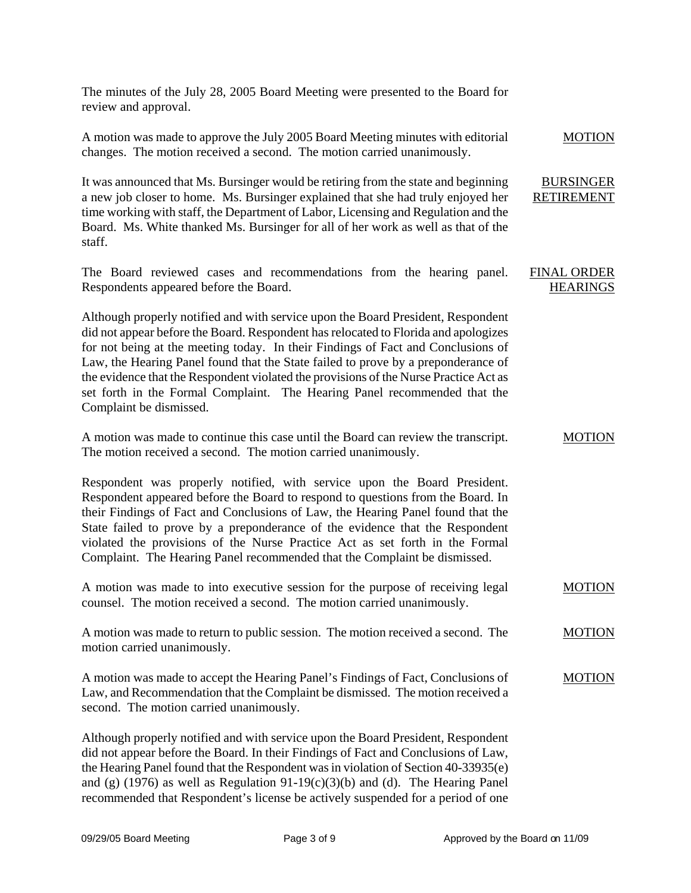The minutes of the July 28, 2005 Board Meeting were presented to the Board for review and approval.

A motion was made to approve the July 2005 Board Meeting minutes with editorial changes. The motion received a second. The motion carried unanimously. MOTION

BURSINGER RETIREMENT

It was announced that Ms. Bursinger would be retiring from the state and beginning a new job closer to home. Ms. Bursinger explained that she had truly enjoyed her time working with staff, the Department of Labor, Licensing and Regulation and the Board. Ms. White thanked Ms. Bursinger for all of her work as well as that of the staff.

FINAL ORDER HEARINGS

The Board reviewed cases and recommendations from the hearing panel. Respondents appeared before the Board.

Although properly notified and with service upon the Board President, Respondent did not appear before the Board. Respondent has relocated to Florida and apologizes for not being at the meeting today. In their Findings of Fact and Conclusions of Law, the Hearing Panel found that the State failed to prove by a preponderance of the evidence that the Respondent violated the provisions of the Nurse Practice Act as set forth in the Formal Complaint. The Hearing Panel recommended that the Complaint be dismissed.

A motion was made to continue this case until the Board can review the transcript. The motion received a second. The motion carried unanimously. MOTION

Respondent was properly notified, with service upon the Board President. Respondent appeared before the Board to respond to questions from the Board. In their Findings of Fact and Conclusions of Law, the Hearing Panel found that the State failed to prove by a preponderance of the evidence that the Respondent violated the provisions of the Nurse Practice Act as set forth in the Formal Complaint. The Hearing Panel recommended that the Complaint be dismissed.

A motion was made to into executive session for the purpose of receiving legal counsel. The motion received a second. The motion carried unanimously. MOTION

A motion was made to return to public session. The motion received a second. The motion carried unanimously. MOTION

A motion was made to accept the Hearing Panel's Findings of Fact, Conclusions of Law, and Recommendation that the Complaint be dismissed. The motion received a second. The motion carried unanimously. MOTION

Although properly notified and with service upon the Board President, Respondent did not appear before the Board. In their Findings of Fact and Conclusions of Law, the Hearing Panel found that the Respondent was in violation of Section 40-33935(e) and (g) (1976) as well as Regulation 91-19(c)(3)(b) and (d). The Hearing Panel recommended that Respondent's license be actively suspended for a period of one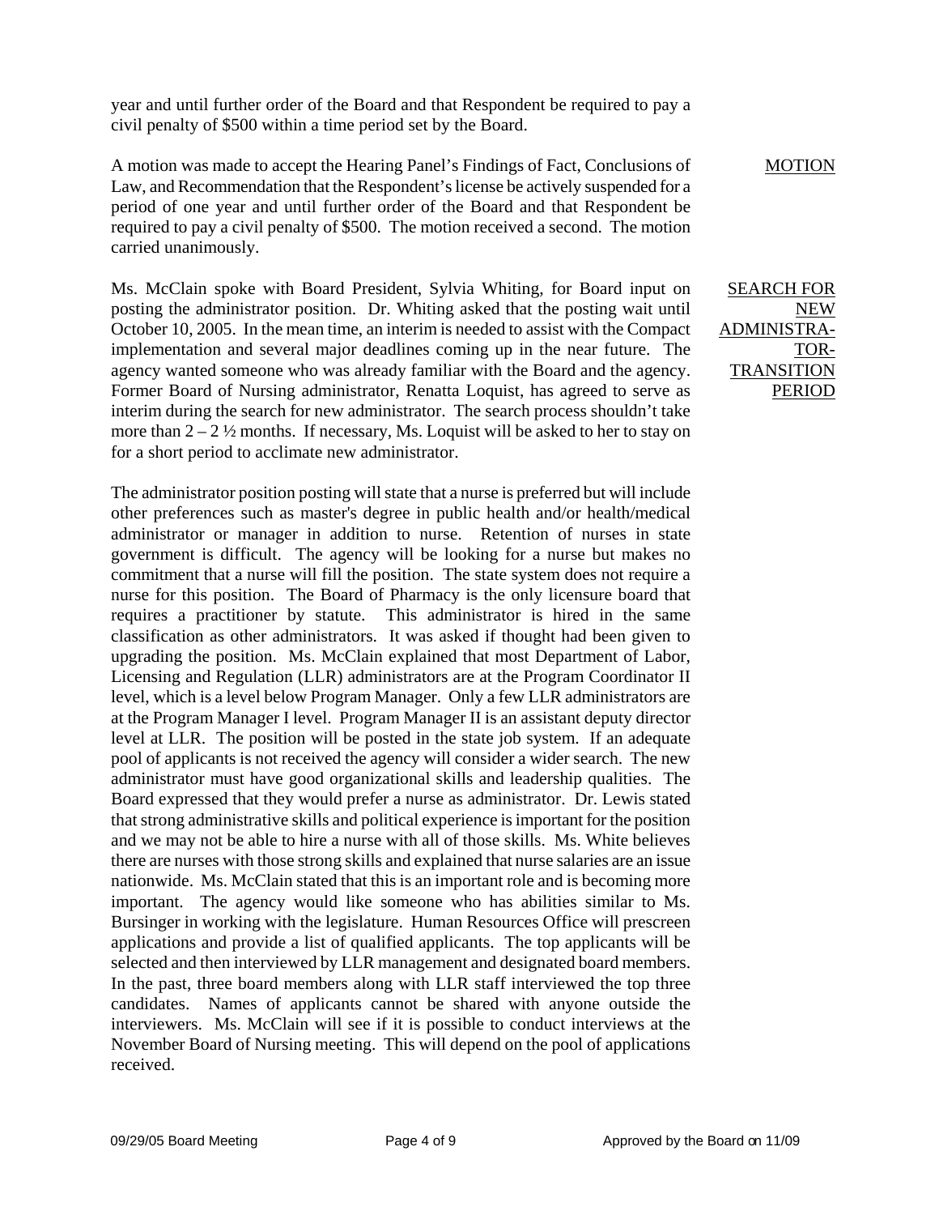year and until further order of the Board and that Respondent be required to pay a civil penalty of $500 within a time period set by the Board.

**MOTION**

A motion was made to accept the Hearing Panel's Findings of Fact, Conclusions of Law, and Recommendation that the Respondent's license be actively suspended for a period of one year and until further order of the Board and that Respondent be required to pay a civil penalty of $500. The motion received a second. The motion carried unanimously.

**SEARCH FOR NEW ADMINISTRATOR-TRANSITION PERIOD**

Ms. McClain spoke with Board President, Sylvia Whiting, for Board input on posting the administrator position. Dr. Whiting asked that the posting wait until October 10, 2005. In the mean time, an interim is needed to assist with the Compact implementation and several major deadlines coming up in the near future. The agency wanted someone who was already familiar with the Board and the agency. Former Board of Nursing administrator, Renatta Loquist, has agreed to serve as interim during the search for new administrator. The search process shouldn't take more than 2 – 2 ½ months. If necessary, Ms. Loquist will be asked to her to stay on for a short period to acclimate new administrator.

The administrator position posting will state that a nurse is preferred but will include other preferences such as master's degree in public health and/or health/medical administrator or manager in addition to nurse. Retention of nurses in state government is difficult. The agency will be looking for a nurse but makes no commitment that a nurse will fill the position. The state system does not require a nurse for this position. The Board of Pharmacy is the only licensure board that requires a practitioner by statute. This administrator is hired in the same classification as other administrators. It was asked if thought had been given to upgrading the position. Ms. McClain explained that most Department of Labor, Licensing and Regulation (LLR) administrators are at the Program Coordinator II level, which is a level below Program Manager. Only a few LLR administrators are at the Program Manager I level. Program Manager II is an assistant deputy director level at LLR. The position will be posted in the state job system. If an adequate pool of applicants is not received the agency will consider a wider search. The new administrator must have good organizational skills and leadership qualities. The Board expressed that they would prefer a nurse as administrator. Dr. Lewis stated that strong administrative skills and political experience is important for the position and we may not be able to hire a nurse with all of those skills. Ms. White believes there are nurses with those strong skills and explained that nurse salaries are an issue nationwide. Ms. McClain stated that this is an important role and is becoming more important. The agency would like someone who has abilities similar to Ms. Bursinger in working with the legislature. Human Resources Office will prescreen applications and provide a list of qualified applicants. The top applicants will be selected and then interviewed by LLR management and designated board members. In the past, three board members along with LLR staff interviewed the top three candidates. Names of applicants cannot be shared with anyone outside the interviewers. Ms. McClain will see if it is possible to conduct interviews at the November Board of Nursing meeting. This will depend on the pool of applications received.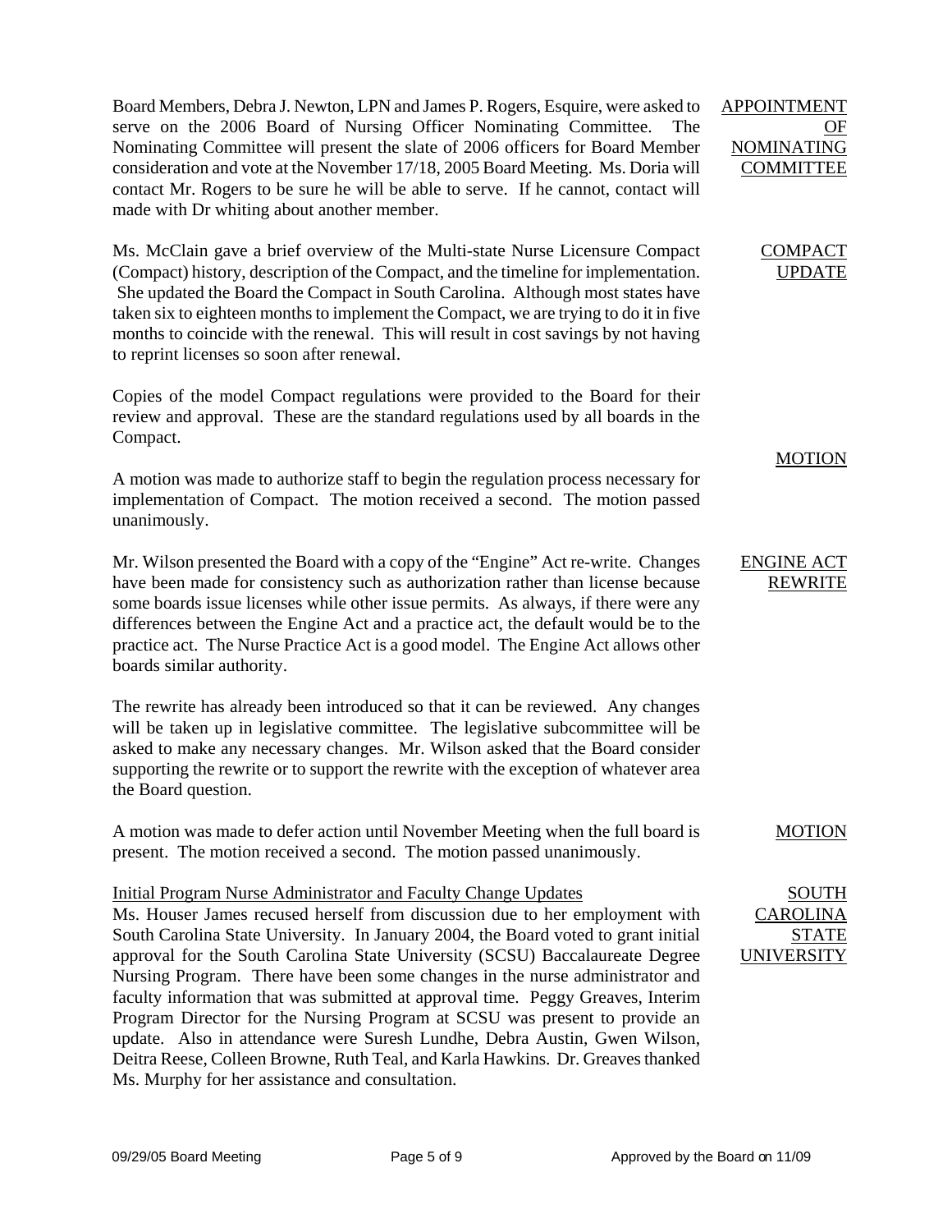**APPOINTMENT OF NOMINATING COMMITTEE**

Board Members, Debra J. Newton, LPN and James P. Rogers, Esquire, were asked to serve on the 2006 Board of Nursing Officer Nominating Committee. The Nominating Committee will present the slate of 2006 officers for Board Member consideration and vote at the November 17/18, 2005 Board Meeting. Ms. Doria will contact Mr. Rogers to be sure he will be able to serve. If he cannot, contact will made with Dr whiting about another member.

**COMPACT UPDATE**

Ms. McClain gave a brief overview of the Multi-state Nurse Licensure Compact (Compact) history, description of the Compact, and the timeline for implementation. She updated the Board the Compact in South Carolina. Although most states have taken six to eighteen months to implement the Compact, we are trying to do it in five months to coincide with the renewal. This will result in cost savings by not having to reprint licenses so soon after renewal.

Copies of the model Compact regulations were provided to the Board for their review and approval. These are the standard regulations used by all boards in the Compact.

**MOTION**

A motion was made to authorize staff to begin the regulation process necessary for implementation of Compact. The motion received a second. The motion passed unanimously.

**ENGINE ACT REWRITE**

Mr. Wilson presented the Board with a copy of the "Engine" Act re-write. Changes have been made for consistency such as authorization rather than license because some boards issue licenses while other issue permits. As always, if there were any differences between the Engine Act and a practice act, the default would be to the practice act. The Nurse Practice Act is a good model. The Engine Act allows other boards similar authority.

The rewrite has already been introduced so that it can be reviewed. Any changes will be taken up in legislative committee. The legislative subcommittee will be asked to make any necessary changes. Mr. Wilson asked that the Board consider supporting the rewrite or to support the rewrite with the exception of whatever area the Board question.

**MOTION**

A motion was made to defer action until November Meeting when the full board is present. The motion received a second. The motion passed unanimously.

**SOUTH CAROLINA STATE UNIVERSITY**

Initial Program Nurse Administrator and Faculty Change Updates

Ms. Houser James recused herself from discussion due to her employment with South Carolina State University. In January 2004, the Board voted to grant initial approval for the South Carolina State University (SCSU) Baccalaureate Degree Nursing Program. There have been some changes in the nurse administrator and faculty information that was submitted at approval time. Peggy Greaves, Interim Program Director for the Nursing Program at SCSU was present to provide an update. Also in attendance were Suresh Lundhe, Debra Austin, Gwen Wilson, Deitra Reese, Colleen Browne, Ruth Teal, and Karla Hawkins. Dr. Greaves thanked Ms. Murphy for her assistance and consultation.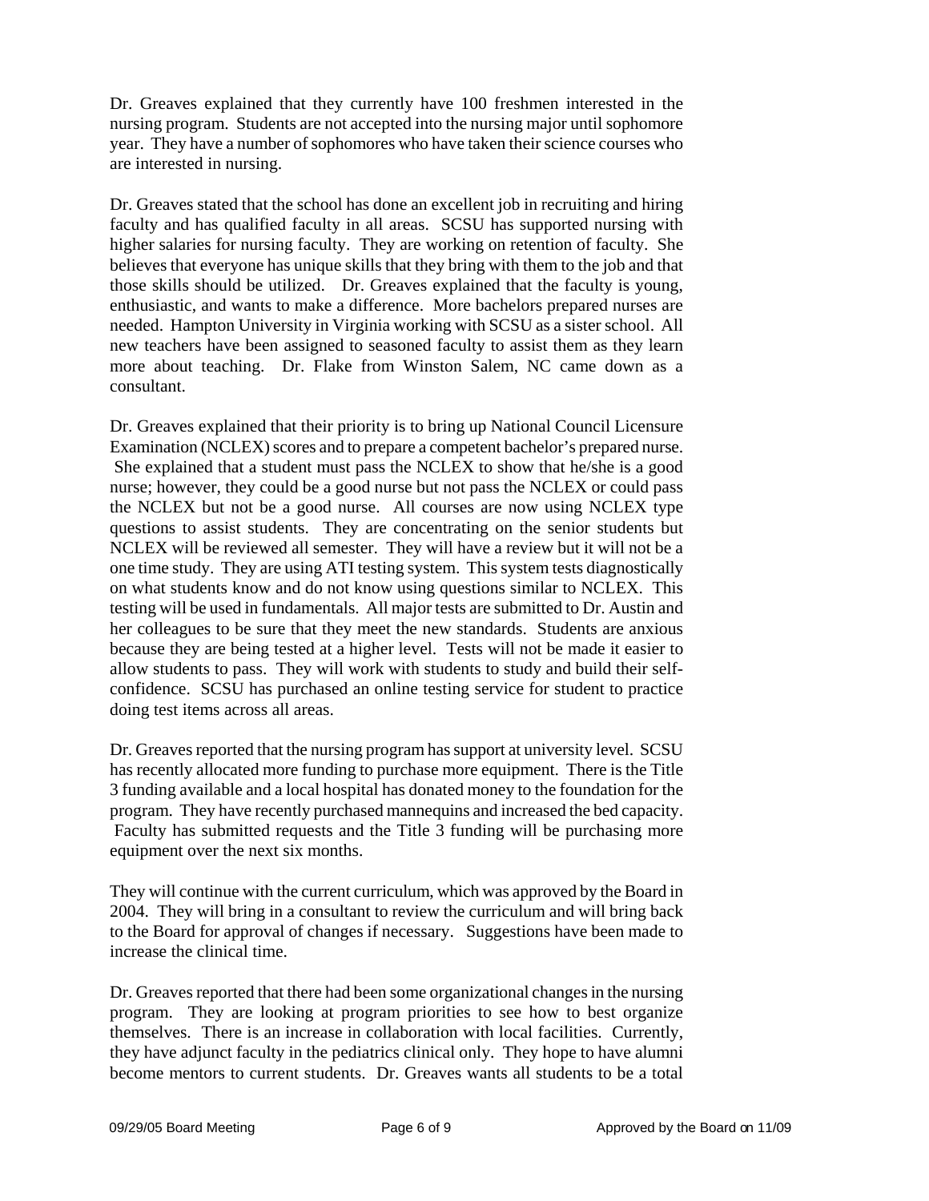Dr. Greaves explained that they currently have 100 freshmen interested in the nursing program. Students are not accepted into the nursing major until sophomore year. They have a number of sophomores who have taken their science courses who are interested in nursing.

Dr. Greaves stated that the school has done an excellent job in recruiting and hiring faculty and has qualified faculty in all areas. SCSU has supported nursing with higher salaries for nursing faculty. They are working on retention of faculty. She believes that everyone has unique skills that they bring with them to the job and that those skills should be utilized. Dr. Greaves explained that the faculty is young, enthusiastic, and wants to make a difference. More bachelors prepared nurses are needed. Hampton University in Virginia working with SCSU as a sister school. All new teachers have been assigned to seasoned faculty to assist them as they learn more about teaching. Dr. Flake from Winston Salem, NC came down as a consultant.

Dr. Greaves explained that their priority is to bring up National Council Licensure Examination (NCLEX) scores and to prepare a competent bachelor's prepared nurse. She explained that a student must pass the NCLEX to show that he/she is a good nurse; however, they could be a good nurse but not pass the NCLEX or could pass the NCLEX but not be a good nurse. All courses are now using NCLEX type questions to assist students. They are concentrating on the senior students but NCLEX will be reviewed all semester. They will have a review but it will not be a one time study. They are using ATI testing system. This system tests diagnostically on what students know and do not know using questions similar to NCLEX. This testing will be used in fundamentals. All major tests are submitted to Dr. Austin and her colleagues to be sure that they meet the new standards. Students are anxious because they are being tested at a higher level. Tests will not be made it easier to allow students to pass. They will work with students to study and build their self-confidence. SCSU has purchased an online testing service for student to practice doing test items across all areas.

Dr. Greaves reported that the nursing program has support at university level. SCSU has recently allocated more funding to purchase more equipment. There is the Title 3 funding available and a local hospital has donated money to the foundation for the program. They have recently purchased mannequins and increased the bed capacity. Faculty has submitted requests and the Title 3 funding will be purchasing more equipment over the next six months.

They will continue with the current curriculum, which was approved by the Board in 2004. They will bring in a consultant to review the curriculum and will bring back to the Board for approval of changes if necessary. Suggestions have been made to increase the clinical time.

Dr. Greaves reported that there had been some organizational changes in the nursing program. They are looking at program priorities to see how to best organize themselves. There is an increase in collaboration with local facilities. Currently, they have adjunct faculty in the pediatrics clinical only. They hope to have alumni become mentors to current students. Dr. Greaves wants all students to be a total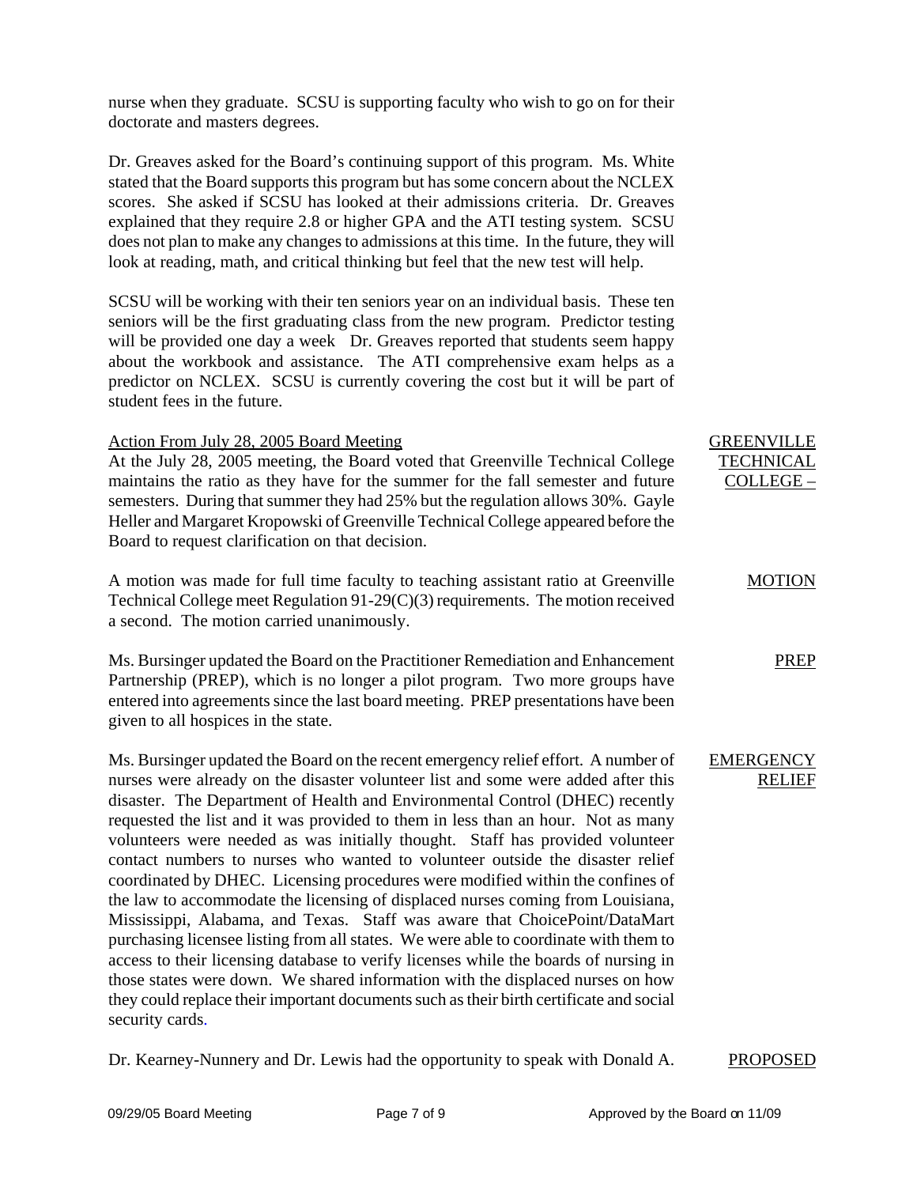nurse when they graduate. SCSU is supporting faculty who wish to go on for their doctorate and masters degrees.

Dr. Greaves asked for the Board's continuing support of this program. Ms. White stated that the Board supports this program but has some concern about the NCLEX scores. She asked if SCSU has looked at their admissions criteria. Dr. Greaves explained that they require 2.8 or higher GPA and the ATI testing system. SCSU does not plan to make any changes to admissions at this time. In the future, they will look at reading, math, and critical thinking but feel that the new test will help.

SCSU will be working with their ten seniors year on an individual basis. These ten seniors will be the first graduating class from the new program. Predictor testing will be provided one day a week Dr. Greaves reported that students seem happy about the workbook and assistance. The ATI comprehensive exam helps as a predictor on NCLEX. SCSU is currently covering the cost but it will be part of student fees in the future.

<u>GREENVILLE TECHNICAL COLLEGE –</u>

<u>Action From July 28, 2005 Board Meeting</u>

At the July 28, 2005 meeting, the Board voted that Greenville Technical College maintains the ratio as they have for the summer for the fall semester and future semesters. During that summer they had 25% but the regulation allows 30%. Gayle Heller and Margaret Kropowski of Greenville Technical College appeared before the Board to request clarification on that decision.

<u>MOTION</u>

A motion was made for full time faculty to teaching assistant ratio at Greenville Technical College meet Regulation 91-29(C)(3) requirements. The motion received a second. The motion carried unanimously.

<u>PREP</u>

Ms. Bursinger updated the Board on the Practitioner Remediation and Enhancement Partnership (PREP), which is no longer a pilot program. Two more groups have entered into agreements since the last board meeting. PREP presentations have been given to all hospices in the state.

<u>EMERGENCY RELIEF</u>

Ms. Bursinger updated the Board on the recent emergency relief effort. A number of nurses were already on the disaster volunteer list and some were added after this disaster. The Department of Health and Environmental Control (DHEC) recently requested the list and it was provided to them in less than an hour. Not as many volunteers were needed as was initially thought. Staff has provided volunteer contact numbers to nurses who wanted to volunteer outside the disaster relief coordinated by DHEC. Licensing procedures were modified within the confines of the law to accommodate the licensing of displaced nurses coming from Louisiana, Mississippi, Alabama, and Texas. Staff was aware that ChoicePoint/DataMart purchasing licensee listing from all states. We were able to coordinate with them to access to their licensing database to verify licenses while the boards of nursing in those states were down. We shared information with the displaced nurses on how they could replace their important documents such as their birth certificate and social security cards.

<u>PROPOSED</u>

Dr. Kearney-Nunnery and Dr. Lewis had the opportunity to speak with Donald A.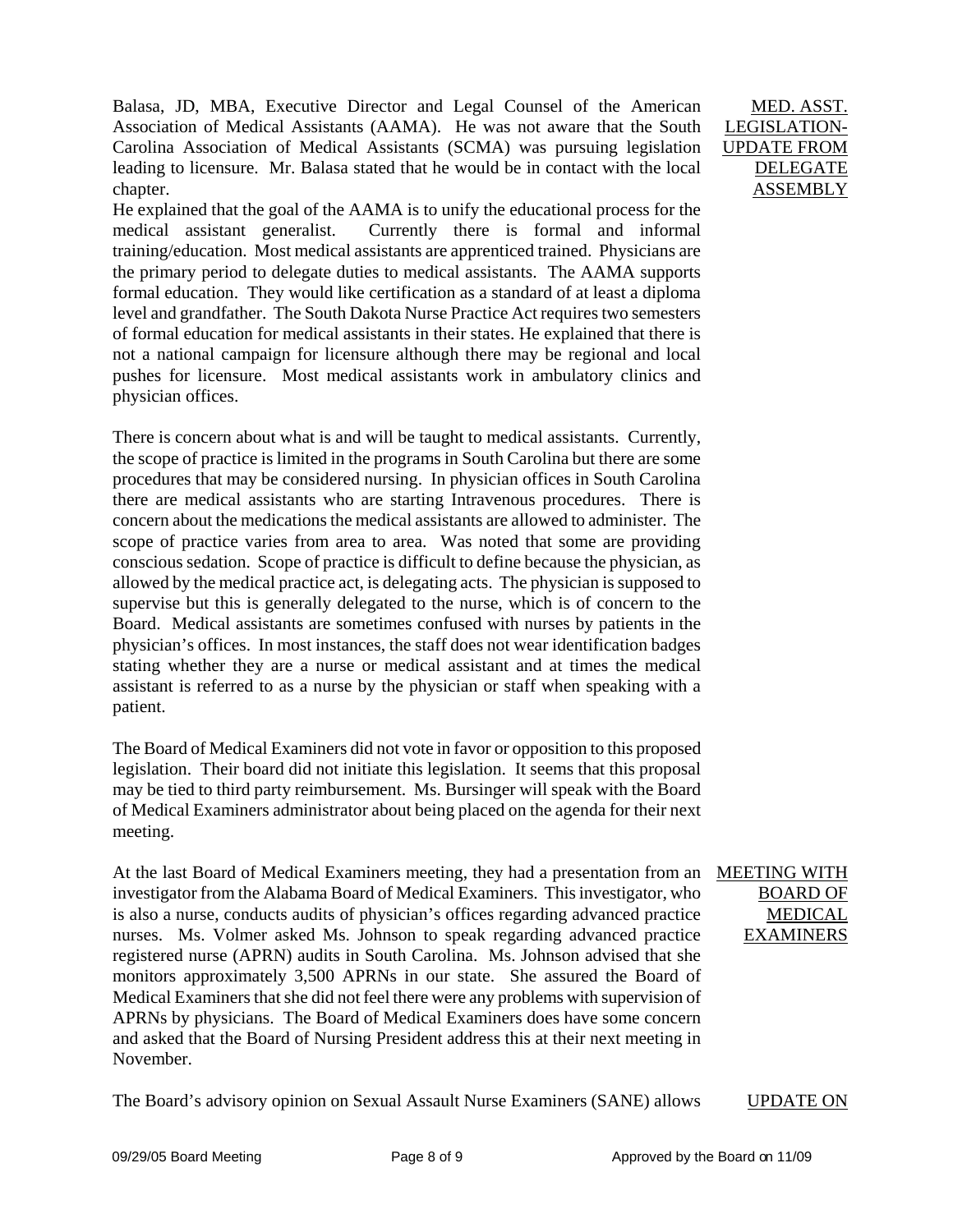Balasa, JD, MBA, Executive Director and Legal Counsel of the American Association of Medical Assistants (AAMA). He was not aware that the South Carolina Association of Medical Assistants (SCMA) was pursuing legislation leading to licensure. Mr. Balasa stated that he would be in contact with the local chapter.

MED. ASST. LEGISLATION-UPDATE FROM DELEGATE ASSEMBLY

He explained that the goal of the AAMA is to unify the educational process for the medical assistant generalist. Currently there is formal and informal training/education. Most medical assistants are apprenticed trained. Physicians are the primary period to delegate duties to medical assistants. The AAMA supports formal education. They would like certification as a standard of at least a diploma level and grandfather. The South Dakota Nurse Practice Act requires two semesters of formal education for medical assistants in their states. He explained that there is not a national campaign for licensure although there may be regional and local pushes for licensure. Most medical assistants work in ambulatory clinics and physician offices.

There is concern about what is and will be taught to medical assistants. Currently, the scope of practice is limited in the programs in South Carolina but there are some procedures that may be considered nursing. In physician offices in South Carolina there are medical assistants who are starting Intravenous procedures. There is concern about the medications the medical assistants are allowed to administer. The scope of practice varies from area to area. Was noted that some are providing conscious sedation. Scope of practice is difficult to define because the physician, as allowed by the medical practice act, is delegating acts. The physician is supposed to supervise but this is generally delegated to the nurse, which is of concern to the Board. Medical assistants are sometimes confused with nurses by patients in the physician's offices. In most instances, the staff does not wear identification badges stating whether they are a nurse or medical assistant and at times the medical assistant is referred to as a nurse by the physician or staff when speaking with a patient.

The Board of Medical Examiners did not vote in favor or opposition to this proposed legislation. Their board did not initiate this legislation. It seems that this proposal may be tied to third party reimbursement. Ms. Bursinger will speak with the Board of Medical Examiners administrator about being placed on the agenda for their next meeting.

MEETING WITH BOARD OF MEDICAL EXAMINERS

At the last Board of Medical Examiners meeting, they had a presentation from an investigator from the Alabama Board of Medical Examiners. This investigator, who is also a nurse, conducts audits of physician's offices regarding advanced practice nurses. Ms. Volmer asked Ms. Johnson to speak regarding advanced practice registered nurse (APRN) audits in South Carolina. Ms. Johnson advised that she monitors approximately 3,500 APRNs in our state. She assured the Board of Medical Examiners that she did not feel there were any problems with supervision of APRNs by physicians. The Board of Medical Examiners does have some concern and asked that the Board of Nursing President address this at their next meeting in November.

UPDATE ON

The Board's advisory opinion on Sexual Assault Nurse Examiners (SANE) allows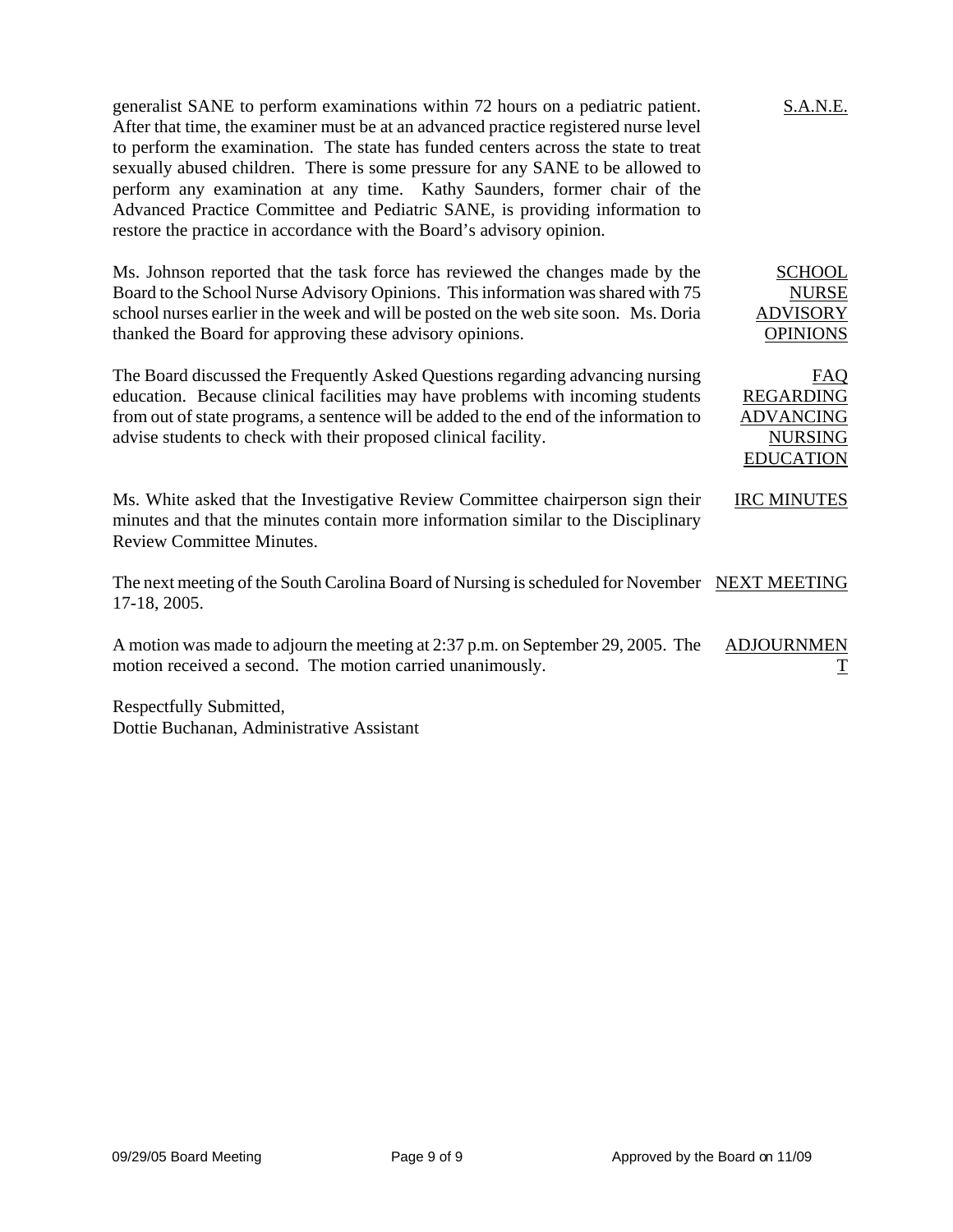generalist SANE to perform examinations within 72 hours on a pediatric patient. After that time, the examiner must be at an advanced practice registered nurse level to perform the examination. The state has funded centers across the state to treat sexually abused children. There is some pressure for any SANE to be allowed to perform any examination at any time. Kathy Saunders, former chair of the Advanced Practice Committee and Pediatric SANE, is providing information to restore the practice in accordance with the Board's advisory opinion.

**S.A.N.E.**

Ms. Johnson reported that the task force has reviewed the changes made by the Board to the School Nurse Advisory Opinions. This information was shared with 75 school nurses earlier in the week and will be posted on the web site soon. Ms. Doria thanked the Board for approving these advisory opinions.

**SCHOOL NURSE ADVISORY OPINIONS**

The Board discussed the Frequently Asked Questions regarding advancing nursing education. Because clinical facilities may have problems with incoming students from out of state programs, a sentence will be added to the end of the information to advise students to check with their proposed clinical facility.

**FAQ REGARDING ADVANCING NURSING EDUCATION**

Ms. White asked that the Investigative Review Committee chairperson sign their minutes and that the minutes contain more information similar to the Disciplinary Review Committee Minutes.

**IRC MINUTES**

The next meeting of the South Carolina Board of Nursing is scheduled for November 17-18, 2005.

**NEXT MEETING**

A motion was made to adjourn the meeting at 2:37 p.m. on September 29, 2005. The motion received a second. The motion carried unanimously.

**ADJOURNMENT**

Respectfully Submitted,
Dottie Buchanan, Administrative Assistant